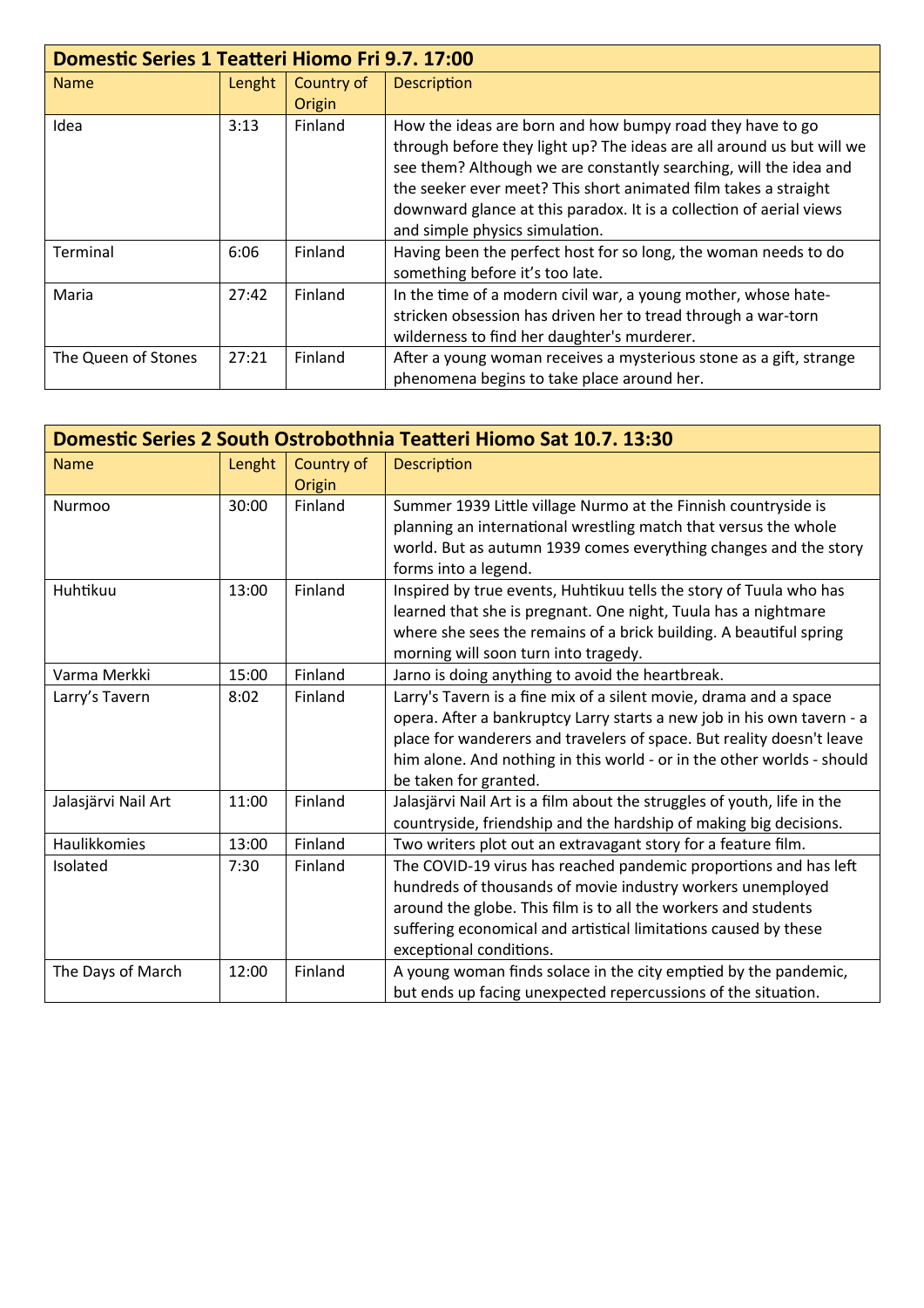| Domestic Series 1 Teatteri Hiomo Fri 9.7. 17:00 | | | |
|---|---|---|---|
| Name | Lenght | Country of Origin | Description |
| Idea | 3:13 | Finland | How the ideas are born and how bumpy road they have to go through before they light up? The ideas are all around us but will we see them? Although we are constantly searching, will the idea and the seeker ever meet? This short animated film takes a straight downward glance at this paradox. It is a collection of aerial views and simple physics simulation. |
| Terminal | 6:06 | Finland | Having been the perfect host for so long, the woman needs to do something before it's too late. |
| Maria | 27:42 | Finland | In the time of a modern civil war, a young mother, whose hate-stricken obsession has driven her to tread through a war-torn wilderness to find her daughter's murderer. |
| The Queen of Stones | 27:21 | Finland | After a young woman receives a mysterious stone as a gift, strange phenomena begins to take place around her. |

| Domestic Series 2 South Ostrobothnia Teatteri Hiomo Sat 10.7. 13:30 | | | |
|---|---|---|---|
| Name | Lenght | Country of Origin | Description |
| Nurmoo | 30:00 | Finland | Summer 1939 Little village Nurmo at the Finnish countryside is planning an international wrestling match that versus the whole world. But as autumn 1939 comes everything changes and the story forms into a legend. |
| Huhtikuu | 13:00 | Finland | Inspired by true events, Huhtikuu tells the story of Tuula who has learned that she is pregnant. One night, Tuula has a nightmare where she sees the remains of a brick building. A beautiful spring morning will soon turn into tragedy. |
| Varma Merkki | 15:00 | Finland | Jarno is doing anything to avoid the heartbreak. |
| Larry's Tavern | 8:02 | Finland | Larry's Tavern is a fine mix of a silent movie, drama and a space opera. After a bankruptcy Larry starts a new job in his own tavern - a place for wanderers and travelers of space. But reality doesn't leave him alone. And nothing in this world - or in the other worlds - should be taken for granted. |
| Jalasjärvi Nail Art | 11:00 | Finland | Jalasjärvi Nail Art is a film about the struggles of youth, life in the countryside, friendship and the hardship of making big decisions. |
| Haulikkomies | 13:00 | Finland | Two writers plot out an extravagant story for a feature film. |
| Isolated | 7:30 | Finland | The COVID-19 virus has reached pandemic proportions and has left hundreds of thousands of movie industry workers unemployed around the globe. This film is to all the workers and students suffering economical and artistical limitations caused by these exceptional conditions. |
| The Days of March | 12:00 | Finland | A young woman finds solace in the city emptied by the pandemic, but ends up facing unexpected repercussions of the situation. |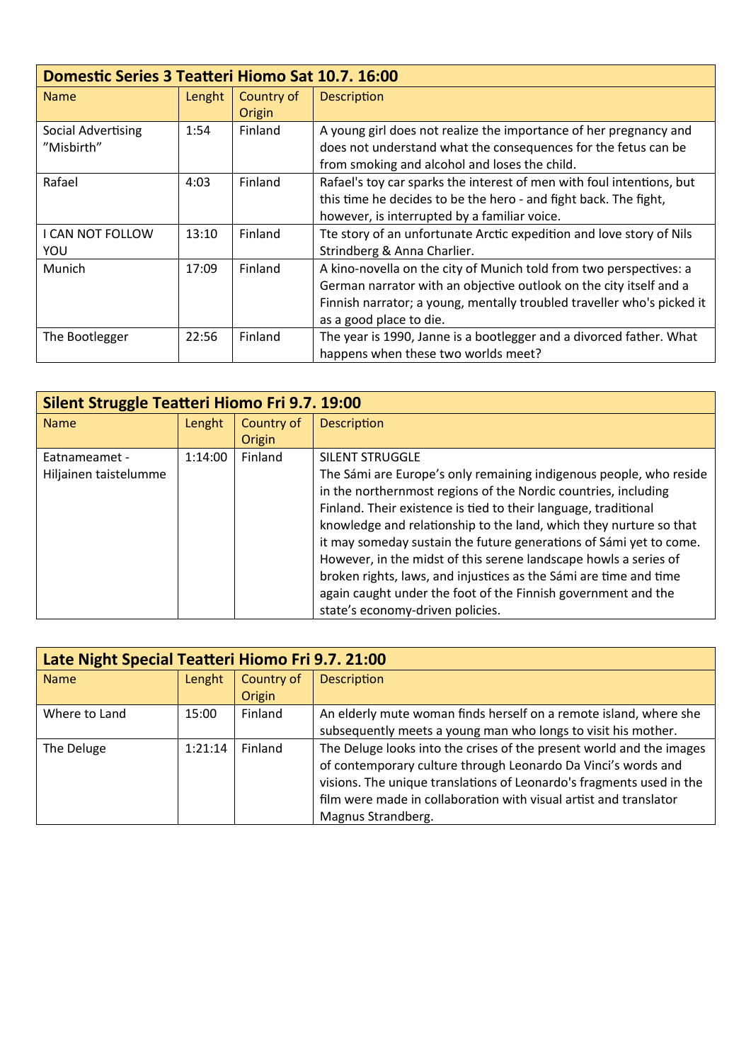| Domestic Series 3 Teatteri Hiomo Sat 10.7. 16:00 | | | |
|---|---|---|---|
| Name | Lenght | Country of Origin | Description |
| Social Advertising ”Misbirth” | 1:54 | Finland | A young girl does not realize the importance of her pregnancy and does not understand what the consequences for the fetus can be from smoking and alcohol and loses the child. |
| Rafael | 4:03 | Finland | Rafael's toy car sparks the interest of men with foul intentions, but this time he decides to be the hero - and fight back. The fight, however, is interrupted by a familiar voice. |
| I CAN NOT FOLLOW YOU | 13:10 | Finland | Tte story of an unfortunate Arctic expedition and love story of Nils Strindberg & Anna Charlier. |
| Munich | 17:09 | Finland | A kino-novella on the city of Munich told from two perspectives: a German narrator with an objective outlook on the city itself and a Finnish narrator; a young, mentally troubled traveller who's picked it as a good place to die. |
| The Bootlegger | 22:56 | Finland | The year is 1990, Janne is a bootlegger and a divorced father. What happens when these two worlds meet? |

| Silent Struggle Teatteri Hiomo Fri 9.7. 19:00 | | | |
|---|---|---|---|
| Name | Lenght | Country of Origin | Description |
| Eatnameamet - Hiljainen taistelumme | 1:14:00 | Finland | SILENT STRUGGLE<br>The Sámi are Europe’s only remaining indigenous people, who reside in the northernmost regions of the Nordic countries, including Finland. Their existence is tied to their language, traditional knowledge and relationship to the land, which they nurture so that it may someday sustain the future generations of Sámi yet to come. However, in the midst of this serene landscape howls a series of broken rights, laws, and injustices as the Sámi are time and time again caught under the foot of the Finnish government and the state’s economy-driven policies. |

| Late Night Special Teatteri Hiomo Fri 9.7. 21:00 | | | |
|---|---|---|---|
| Name | Lenght | Country of Origin | Description |
| Where to Land | 15:00 | Finland | An elderly mute woman finds herself on a remote island, where she subsequently meets a young man who longs to visit his mother. |
| The Deluge | 1:21:14 | Finland | The Deluge looks into the crises of the present world and the images of contemporary culture through Leonardo Da Vinci’s words and visions. The unique translations of Leonardo's fragments used in the film were made in collaboration with visual artist and translator Magnus Strandberg. |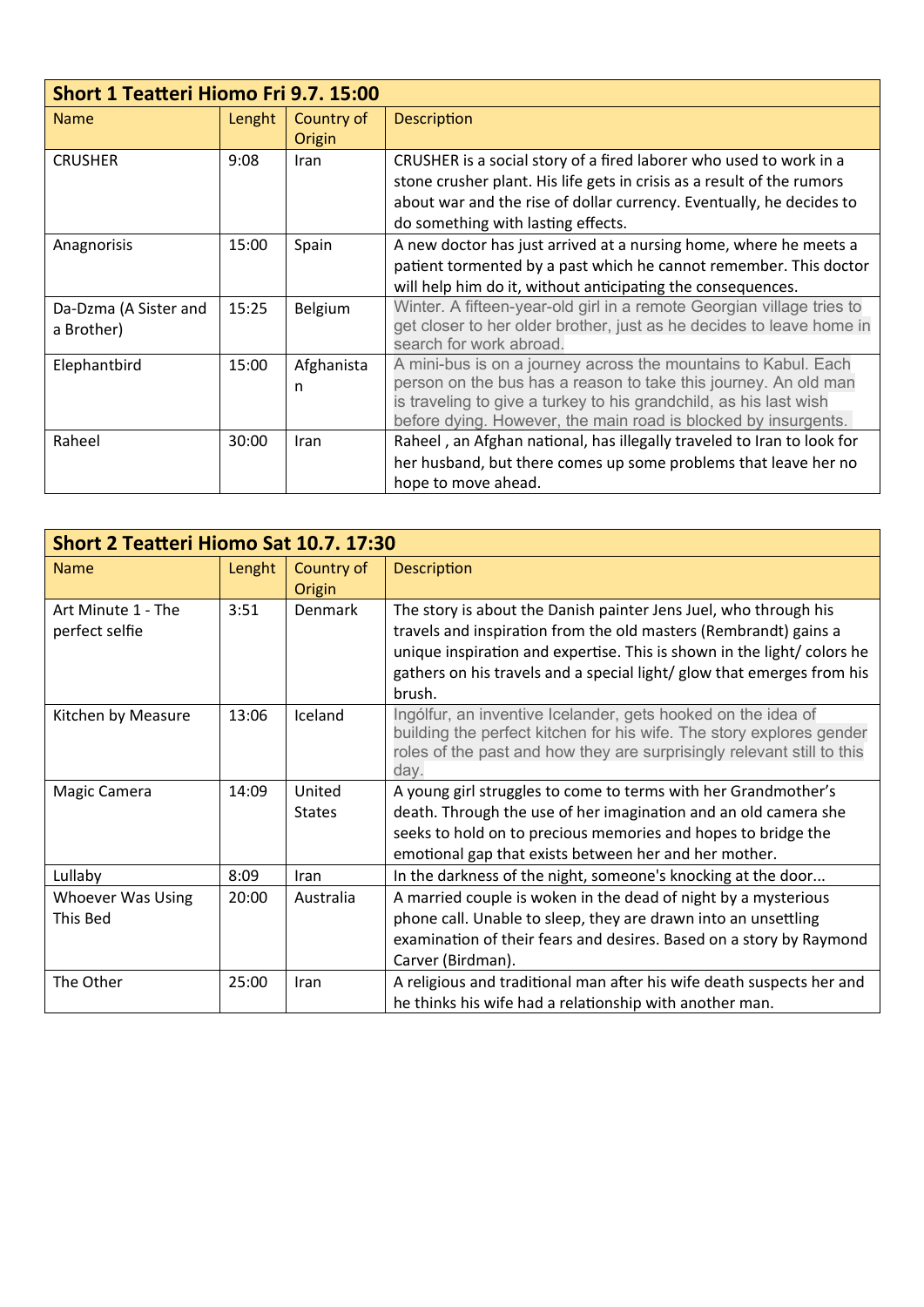| Short 1 Teatteri Hiomo Fri 9.7. 15:00 | | | |
|---|---|---|---|
| Name | Lenght | Country of Origin | Description |
| CRUSHER | 9:08 | Iran | CRUSHER is a social story of a fired laborer who used to work in a stone crusher plant. His life gets in crisis as a result of the rumors about war and the rise of dollar currency. Eventually, he decides to do something with lasting effects. |
| Anagnorisis | 15:00 | Spain | A new doctor has just arrived at a nursing home, where he meets a patient tormented by a past which he cannot remember. This doctor will help him do it, without anticipating the consequences. |
| Da-Dzma (A Sister and a Brother) | 15:25 | Belgium | Winter. A fifteen-year-old girl in a remote Georgian village tries to get closer to her older brother, just as he decides to leave home in search for work abroad. |
| Elephantbird | 15:00 | Afghanistan | A mini-bus is on a journey across the mountains to Kabul. Each person on the bus has a reason to take this journey. An old man is traveling to give a turkey to his grandchild, as his last wish before dying. However, the main road is blocked by insurgents. |
| Raheel | 30:00 | Iran | Raheel , an Afghan national, has illegally traveled to Iran to look for her husband, but there comes up some problems that leave her no hope to move ahead. |

| Short 2 Teatteri Hiomo Sat 10.7. 17:30 | | | |
|---|---|---|---|
| Name | Lenght | Country of Origin | Description |
| Art Minute 1 - The perfect selfie | 3:51 | Denmark | The story is about the Danish painter Jens Juel, who through his travels and inspiration from the old masters (Rembrandt) gains a unique inspiration and expertise. This is shown in the light/ colors he gathers on his travels and a special light/ glow that emerges from his brush. |
| Kitchen by Measure | 13:06 | Iceland | Ingólfur, an inventive Icelander, gets hooked on the idea of building the perfect kitchen for his wife. The story explores gender roles of the past and how they are surprisingly relevant still to this day. |
| Magic Camera | 14:09 | United States | A young girl struggles to come to terms with her Grandmother's death. Through the use of her imagination and an old camera she seeks to hold on to precious memories and hopes to bridge the emotional gap that exists between her and her mother. |
| Lullaby | 8:09 | Iran | In the darkness of the night, someone's knocking at the door... |
| Whoever Was Using This Bed | 20:00 | Australia | A married couple is woken in the dead of night by a mysterious phone call. Unable to sleep, they are drawn into an unsettling examination of their fears and desires. Based on a story by Raymond Carver (Birdman). |
| The Other | 25:00 | Iran | A religious and traditional man after his wife death suspects her and he thinks his wife had a relationship with another man. |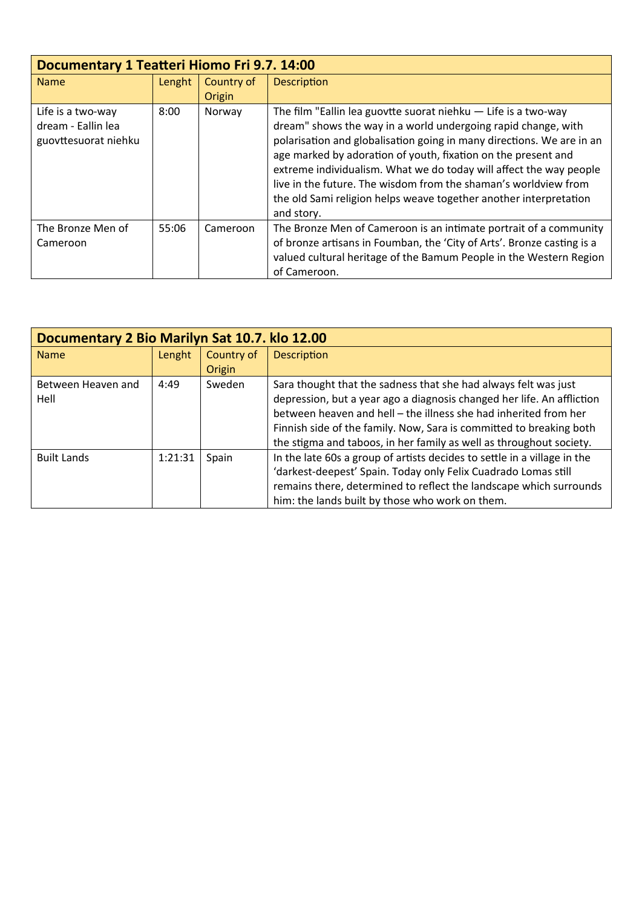| Documentary 1 Teatteri Hiomo Fri 9.7. 14:00 | | | |
|---|---|---|---|
| Name | Lenght | Country of Origin | Description |
| Life is a two-way dream - Eallin lea guovttesuorat niehku | 8:00 | Norway | The film "Eallin lea guovtte suorat niehku — Life is a two-way dream" shows the way in a world undergoing rapid change, with polarisation and globalisation going in many directions. We are in an age marked by adoration of youth, fixation on the present and extreme individualism. What we do today will affect the way people live in the future. The wisdom from the shaman's worldview from the old Sami religion helps weave together another interpretation and story. |
| The Bronze Men of Cameroon | 55:06 | Cameroon | The Bronze Men of Cameroon is an intimate portrait of a community of bronze artisans in Foumban, the 'City of Arts'. Bronze casting is a valued cultural heritage of the Bamum People in the Western Region of Cameroon. |

| Documentary 2 Bio Marilyn Sat 10.7. klo 12.00 | | | |
|---|---|---|---|
| Name | Lenght | Country of Origin | Description |
| Between Heaven and Hell | 4:49 | Sweden | Sara thought that the sadness that she had always felt was just depression, but a year ago a diagnosis changed her life. An affliction between heaven and hell – the illness she had inherited from her Finnish side of the family. Now, Sara is committed to breaking both the stigma and taboos, in her family as well as throughout society. |
| Built Lands | 1:21:31 | Spain | In the late 60s a group of artists decides to settle in a village in the 'darkest-deepest' Spain. Today only Felix Cuadrado Lomas still remains there, determined to reflect the landscape which surrounds him: the lands built by those who work on them. |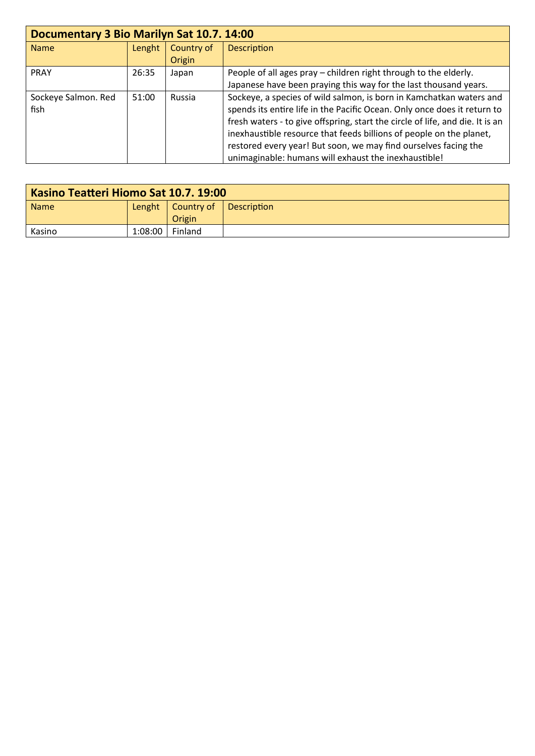| Documentary 3 Bio Marilyn Sat 10.7. 14:00 | | | |
|---|---|---|---|
| Name | Lenght | Country of Origin | Description |
| PRAY | 26:35 | Japan | People of all ages pray – children right through to the elderly. Japanese have been praying this way for the last thousand years. |
| Sockeye Salmon. Red fish | 51:00 | Russia | Sockeye, a species of wild salmon, is born in Kamchatkan waters and spends its entire life in the Pacific Ocean. Only once does it return to fresh waters - to give offspring, start the circle of life, and die. It is an inexhaustible resource that feeds billions of people on the planet, restored every year! But soon, we may find ourselves facing the unimaginable: humans will exhaust the inexhaustible! |

| Kasino Teatteri Hiomo Sat 10.7. 19:00 | | | |
|---|---|---|---|
| Name | Lenght | Country of Origin | Description |
| Kasino | 1:08:00 | Finland | |